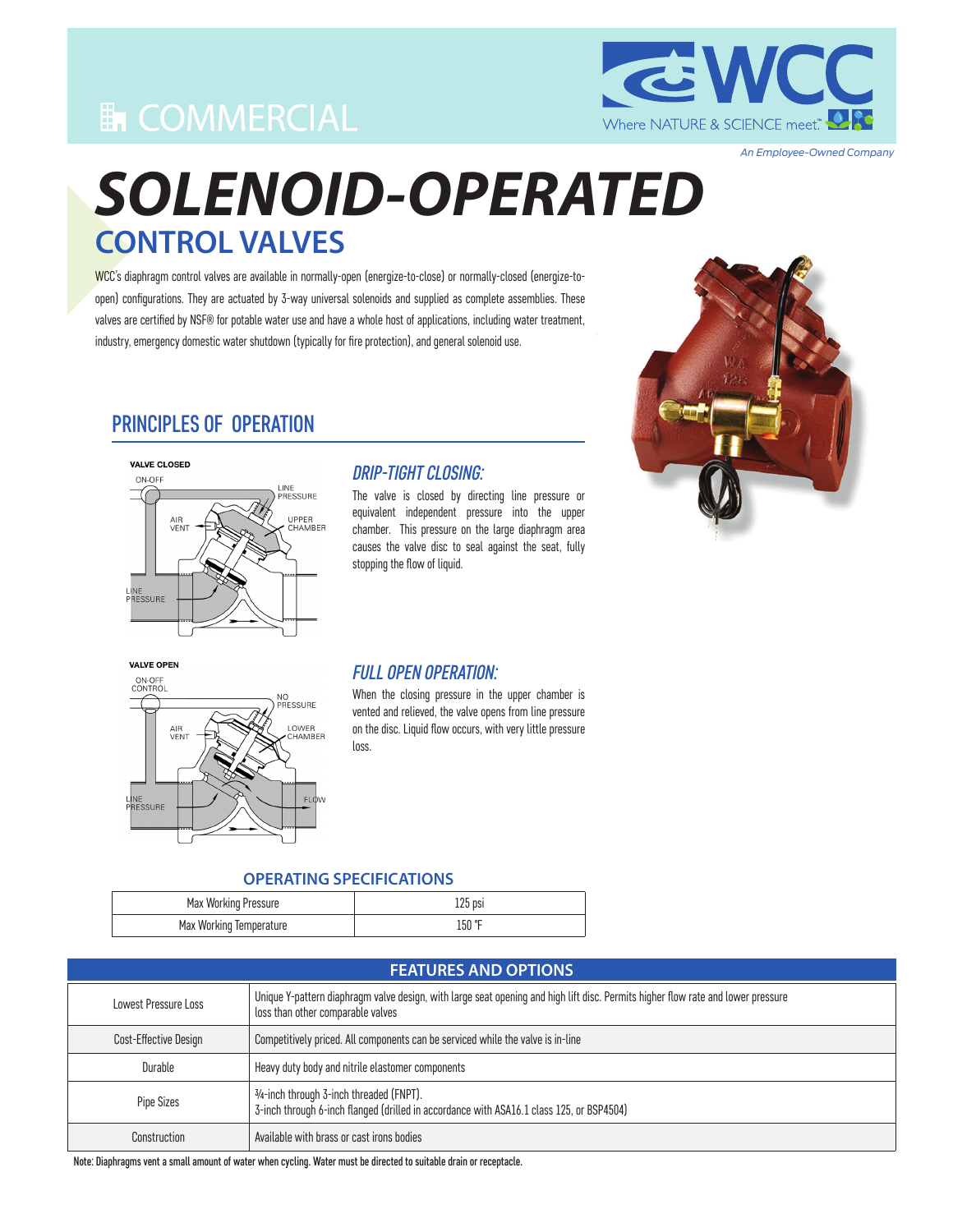# COMMERCIAL

WCC — Where NATURE & SCIENCE meet™

*An Employee-Owned Company*

# *SOLENOID-OPERATED*
## CONTROL VALVES

WCC's diaphragm control valves are available in normally-open (energize-to-close) or normally-closed (energize-to-open) configurations. They are actuated by 3-way universal solenoids and supplied as complete assemblies. These valves are certified by NSF® for potable water use and have a whole host of applications, including water treatment, industry, emergency domestic water shutdown (typically for fire protection), and general solenoid use.

## PRINCIPLES OF OPERATION

VALVE CLOSED

ON-OFF, LINE PRESSURE, AIR VENT, UPPER CHAMBER, LINE PRESSURE

### *DRIP-TIGHT CLOSING:*

The valve is closed by directing line pressure or equivalent independent pressure into the upper chamber. This pressure on the large diaphragm area causes the valve disc to seal against the seat, fully stopping the flow of liquid.

VALVE OPEN

ON-OFF CONTROL, NO PRESSURE, AIR VENT, LOWER CHAMBER, LINE PRESSURE, FLOW

### *FULL OPEN OPERATION:*

When the closing pressure in the upper chamber is vented and relieved, the valve opens from line pressure on the disc. Liquid flow occurs, with very little pressure loss.

## OPERATING SPECIFICATIONS

| | |
|---|---|
| Max Working Pressure | 125 psi |
| Max Working Temperature | 150 °F |

## FEATURES AND OPTIONS

| | |
|---|---|
| Lowest Pressure Loss | Unique Y-pattern diaphragm valve design, with large seat opening and high lift disc. Permits higher flow rate and lower pressure loss than other comparable valves |
| Cost-Effective Design | Competitively priced. All components can be serviced while the valve is in-line |
| Durable | Heavy duty body and nitrile elastomer components |
| Pipe Sizes | ¾-inch through 3-inch threaded (FNPT).<br>3-inch through 6-inch flanged (drilled in accordance with ASA16.1 class 125, or BSP4504) |
| Construction | Available with brass or cast irons bodies |

**Note: Diaphragms vent a small amount of water when cycling. Water must be directed to suitable drain or receptacle.**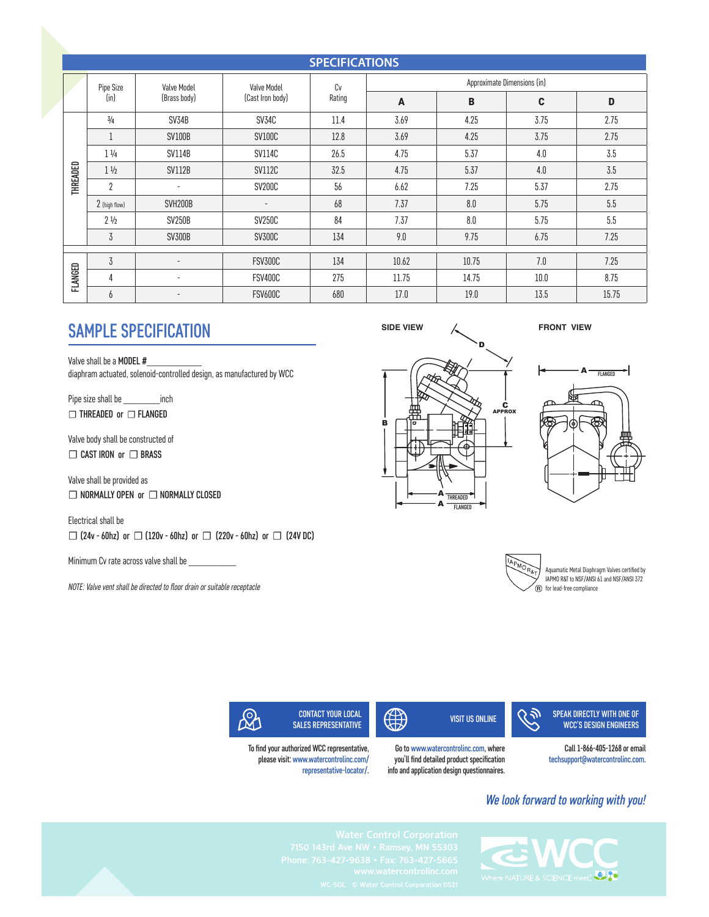## SPECIFICATIONS

| | Pipe Size (in) | Valve Model (Brass body) | Valve Model (Cast Iron body) | Cv Rating | Approximate Dimensions (in) | | | |
|---|---|---|---|---|---|---|---|---|
| | | | | | A | B | C | D |
| THREADED | ¾ | SV34B | SV34C | 11.4 | 3.69 | 4.25 | 3.75 | 2.75 |
| | 1 | SV100B | SV100C | 12.8 | 3.69 | 4.25 | 3.75 | 2.75 |
| | 1 ¼ | SV114B | SV114C | 26.5 | 4.75 | 5.37 | 4.0 | 3.5 |
| | 1 ½ | SV112B | SV112C | 32.5 | 4.75 | 5.37 | 4.0 | 3.5 |
| | 2 | - | SV200C | 56 | 6.62 | 7.25 | 5.37 | 2.75 |
| | 2 (high flow) | SVH200B | - | 68 | 7.37 | 8.0 | 5.75 | 5.5 |
| | 2 ½ | SV250B | SV250C | 84 | 7.37 | 8.0 | 5.75 | 5.5 |
| | 3 | SV300B | SV300C | 134 | 9.0 | 9.75 | 6.75 | 7.25 |
| FLANGED | 3 | - | FSV300C | 134 | 10.62 | 10.75 | 7.0 | 7.25 |
| | 4 | - | FSV400C | 275 | 11.75 | 14.75 | 10.0 | 8.75 |
| | 6 | - | FSV600C | 680 | 17.0 | 19.0 | 13.5 | 15.75 |

## SAMPLE SPECIFICATION

Valve shall be a **MODEL #**____________
diaphram actuated, solenoid-controlled design, as manufactured by WCC

Pipe size shall be ________inch
☐ THREADED or ☐ FLANGED

Valve body shall be constructed of
☐ CAST IRON or ☐ BRASS

Valve shall be provided as
☐ NORMALLY OPEN or ☐ NORMALLY CLOSED

Electrical shall be
☐ (24v - 60hz) or ☐ (120v - 60hz) or ☐ (220v - 60hz) or ☐ (24V DC)

Minimum Cv rate across valve shall be ___________

*NOTE: Valve vent shall be directed to floor drain or suitable receptacle*

SIDE VIEW

D

B

C APPROX

A THREADED

A FLANGED

FRONT VIEW

A FLANGED

IAPMO R&T

Aquamatic Metal Diaphragm Valves certified by IAPMO R&T to NSF/ANSI 61 and NSF/ANSI 372 for lead-free compliance

**CONTACT YOUR LOCAL SALES REPRESENTATIVE**

To find your authorized WCC representative, please visit: www.watercontrolinc.com/representative-locator/.

**VISIT US ONLINE**

Go to www.watercontrolinc.com, where you'll find detailed product specification info and application design questionnaires.

**SPEAK DIRECTLY WITH ONE OF WCC'S DESIGN ENGINEERS**

Call 1-866-405-1268 or email techsupport@watercontrolinc.com.

*We look forward to working with you!*

Water Control Corporation
7150 143rd Ave NW • Ramsey, MN 55303
Phone: 763-427-9638 • Fax: 763-427-5665
www.watercontrolinc.com
WC-SOL © Water Control Corporation 0521

WCC
Where NATURE & SCIENCE meet